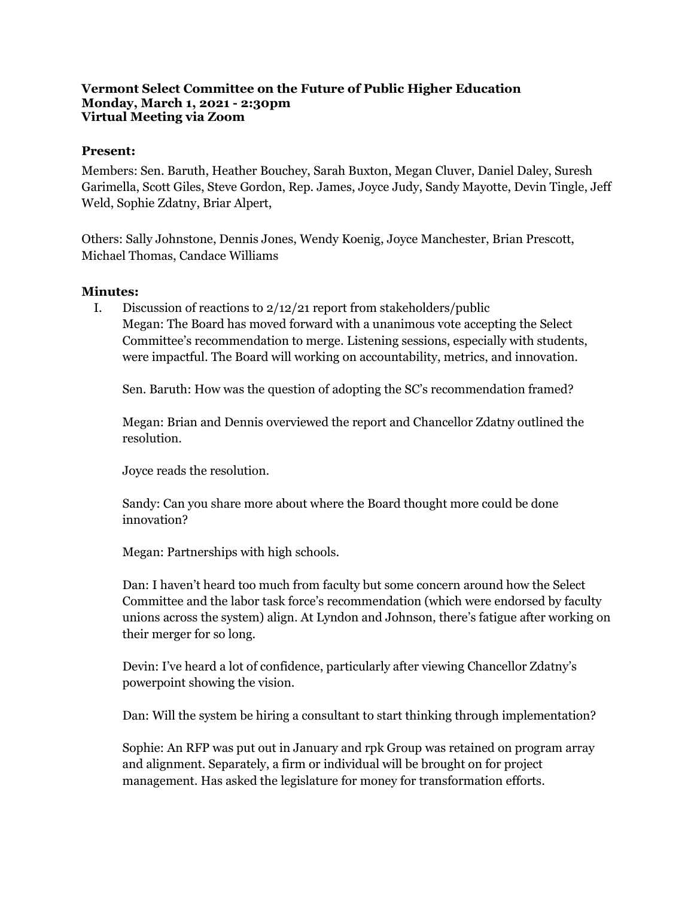**Vermont Select Committee on the Future of Public Higher Education**
**Monday, March 1, 2021 - 2:30pm**
**Virtual Meeting via Zoom**

### Present:

Members: Sen. Baruth, Heather Bouchey, Sarah Buxton, Megan Cluver, Daniel Daley, Suresh Garimella, Scott Giles, Steve Gordon, Rep. James, Joyce Judy, Sandy Mayotte, Devin Tingle, Jeff Weld, Sophie Zdatny, Briar Alpert,

Others: Sally Johnstone, Dennis Jones, Wendy Koenig, Joyce Manchester, Brian Prescott, Michael Thomas, Candace Williams

### Minutes:

I. Discussion of reactions to 2/12/21 report from stakeholders/public

Megan: The Board has moved forward with a unanimous vote accepting the Select Committee's recommendation to merge. Listening sessions, especially with students, were impactful. The Board will working on accountability, metrics, and innovation.

Sen. Baruth: How was the question of adopting the SC's recommendation framed?

Megan: Brian and Dennis overviewed the report and Chancellor Zdatny outlined the resolution.

Joyce reads the resolution.

Sandy: Can you share more about where the Board thought more could be done innovation?

Megan: Partnerships with high schools.

Dan: I haven't heard too much from faculty but some concern around how the Select Committee and the labor task force's recommendation (which were endorsed by faculty unions across the system) align. At Lyndon and Johnson, there's fatigue after working on their merger for so long.

Devin: I've heard a lot of confidence, particularly after viewing Chancellor Zdatny's powerpoint showing the vision.

Dan: Will the system be hiring a consultant to start thinking through implementation?

Sophie: An RFP was put out in January and rpk Group was retained on program array and alignment. Separately, a firm or individual will be brought on for project management. Has asked the legislature for money for transformation efforts.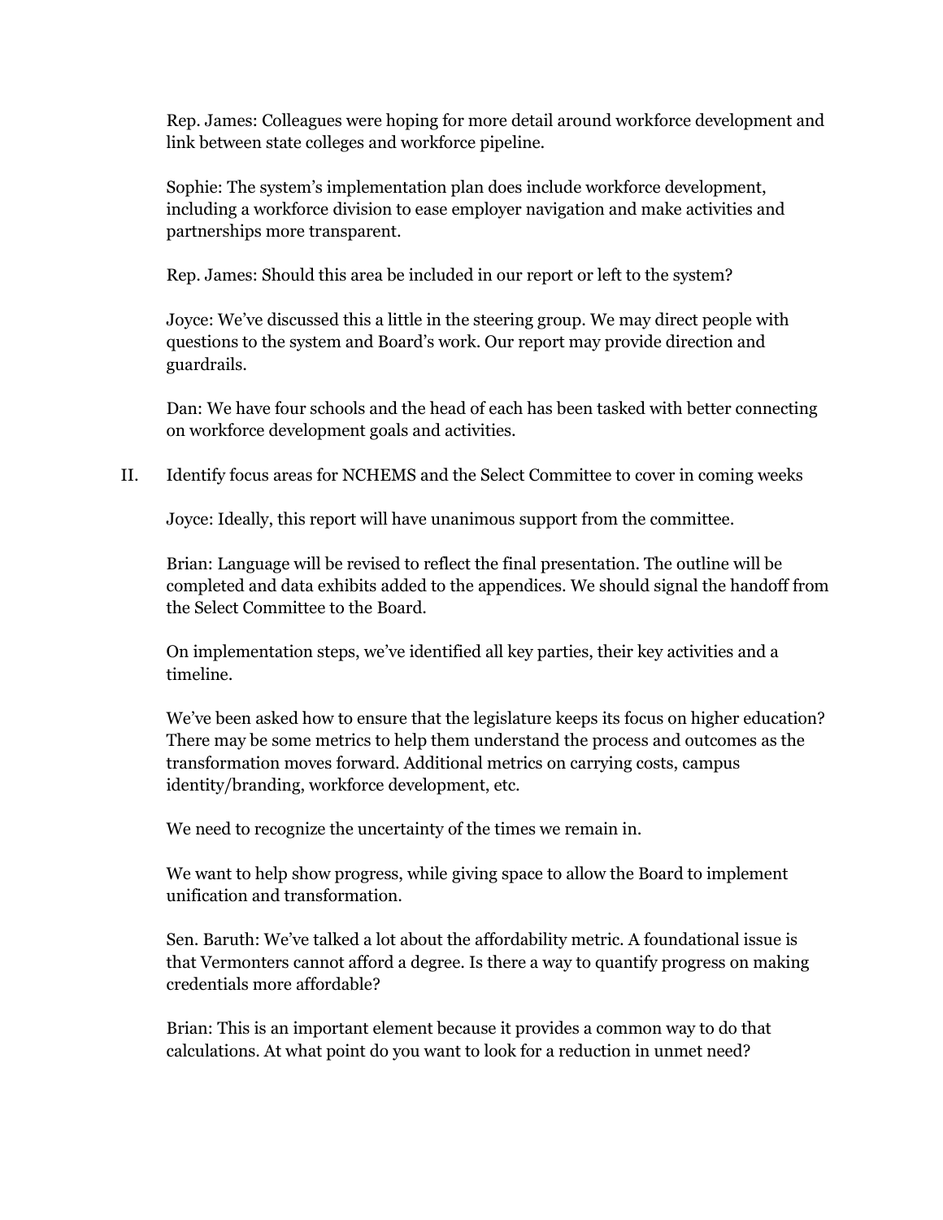Rep. James: Colleagues were hoping for more detail around workforce development and link between state colleges and workforce pipeline.

Sophie: The system's implementation plan does include workforce development, including a workforce division to ease employer navigation and make activities and partnerships more transparent.

Rep. James: Should this area be included in our report or left to the system?

Joyce: We've discussed this a little in the steering group. We may direct people with questions to the system and Board's work. Our report may provide direction and guardrails.

Dan: We have four schools and the head of each has been tasked with better connecting on workforce development goals and activities.

II. Identify focus areas for NCHEMS and the Select Committee to cover in coming weeks

Joyce: Ideally, this report will have unanimous support from the committee.

Brian: Language will be revised to reflect the final presentation. The outline will be completed and data exhibits added to the appendices. We should signal the handoff from the Select Committee to the Board.

On implementation steps, we've identified all key parties, their key activities and a timeline.

We've been asked how to ensure that the legislature keeps its focus on higher education? There may be some metrics to help them understand the process and outcomes as the transformation moves forward. Additional metrics on carrying costs, campus identity/branding, workforce development, etc.

We need to recognize the uncertainty of the times we remain in.

We want to help show progress, while giving space to allow the Board to implement unification and transformation.

Sen. Baruth: We've talked a lot about the affordability metric. A foundational issue is that Vermonters cannot afford a degree. Is there a way to quantify progress on making credentials more affordable?

Brian: This is an important element because it provides a common way to do that calculations. At what point do you want to look for a reduction in unmet need?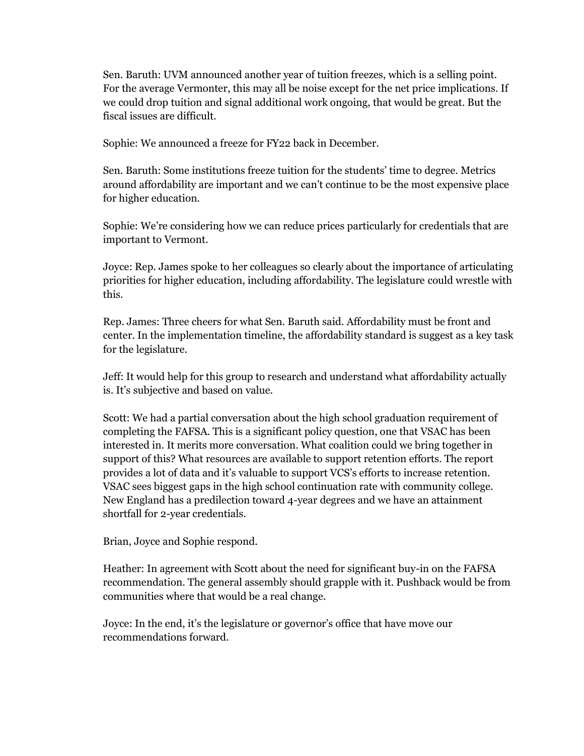Sen. Baruth: UVM announced another year of tuition freezes, which is a selling point. For the average Vermonter, this may all be noise except for the net price implications. If we could drop tuition and signal additional work ongoing, that would be great. But the fiscal issues are difficult.

Sophie: We announced a freeze for FY22 back in December.

Sen. Baruth: Some institutions freeze tuition for the students' time to degree. Metrics around affordability are important and we can't continue to be the most expensive place for higher education.

Sophie: We're considering how we can reduce prices particularly for credentials that are important to Vermont.

Joyce: Rep. James spoke to her colleagues so clearly about the importance of articulating priorities for higher education, including affordability. The legislature could wrestle with this.

Rep. James: Three cheers for what Sen. Baruth said. Affordability must be front and center. In the implementation timeline, the affordability standard is suggest as a key task for the legislature.

Jeff: It would help for this group to research and understand what affordability actually is. It's subjective and based on value.

Scott: We had a partial conversation about the high school graduation requirement of completing the FAFSA. This is a significant policy question, one that VSAC has been interested in. It merits more conversation. What coalition could we bring together in support of this? What resources are available to support retention efforts. The report provides a lot of data and it's valuable to support VCS's efforts to increase retention. VSAC sees biggest gaps in the high school continuation rate with community college. New England has a predilection toward 4-year degrees and we have an attainment shortfall for 2-year credentials.

Brian, Joyce and Sophie respond.

Heather: In agreement with Scott about the need for significant buy-in on the FAFSA recommendation. The general assembly should grapple with it. Pushback would be from communities where that would be a real change.

Joyce: In the end, it's the legislature or governor's office that have move our recommendations forward.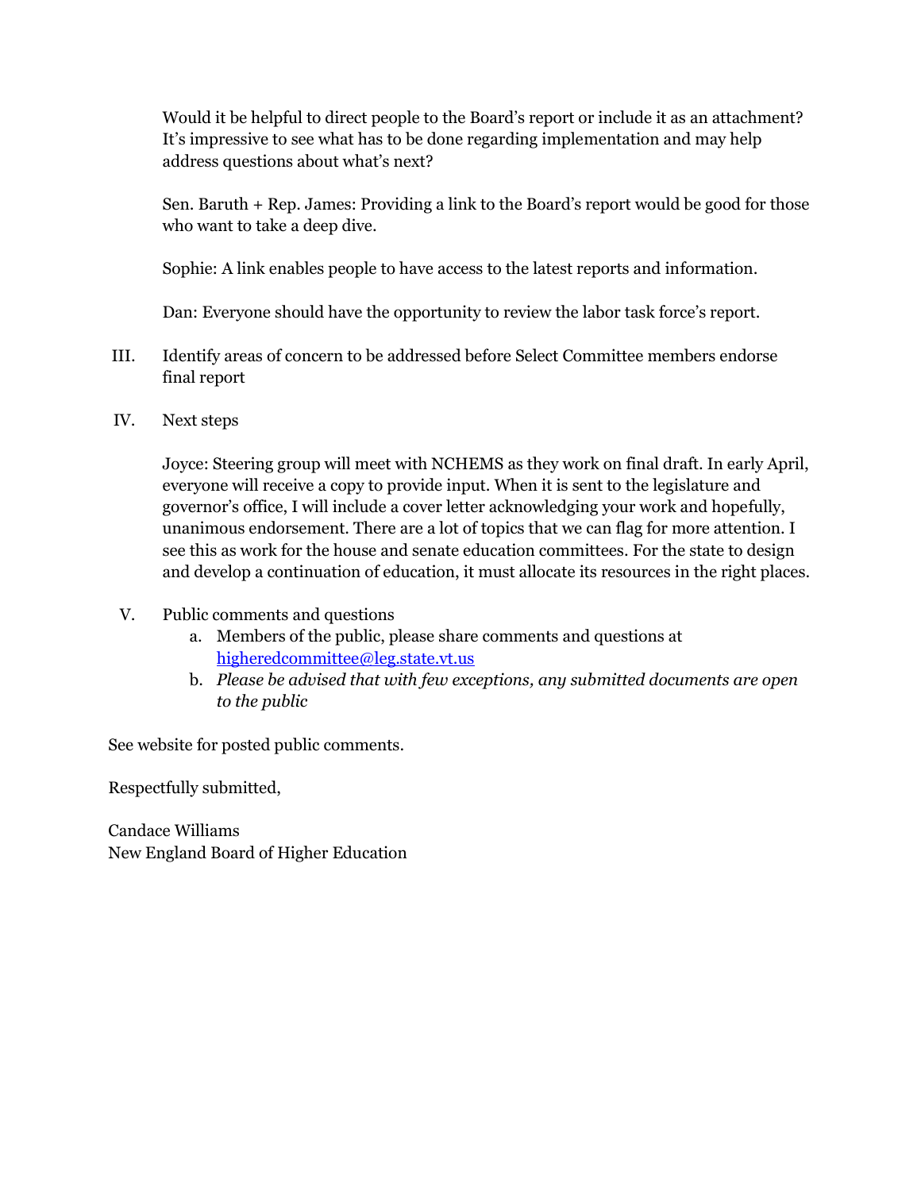Would it be helpful to direct people to the Board's report or include it as an attachment? It's impressive to see what has to be done regarding implementation and may help address questions about what's next?

Sen. Baruth + Rep. James: Providing a link to the Board's report would be good for those who want to take a deep dive.

Sophie: A link enables people to have access to the latest reports and information.

Dan: Everyone should have the opportunity to review the labor task force's report.

III. Identify areas of concern to be addressed before Select Committee members endorse final report

IV. Next steps

Joyce: Steering group will meet with NCHEMS as they work on final draft. In early April, everyone will receive a copy to provide input. When it is sent to the legislature and governor's office, I will include a cover letter acknowledging your work and hopefully, unanimous endorsement. There are a lot of topics that we can flag for more attention. I see this as work for the house and senate education committees. For the state to design and develop a continuation of education, it must allocate its resources in the right places.

V. Public comments and questions
   a. Members of the public, please share comments and questions at [higheredcommittee@leg.state.vt.us](mailto:higheredcommittee@leg.state.vt.us)
   b. *Please be advised that with few exceptions, any submitted documents are open to the public*

See website for posted public comments.

Respectfully submitted,

Candace Williams
New England Board of Higher Education